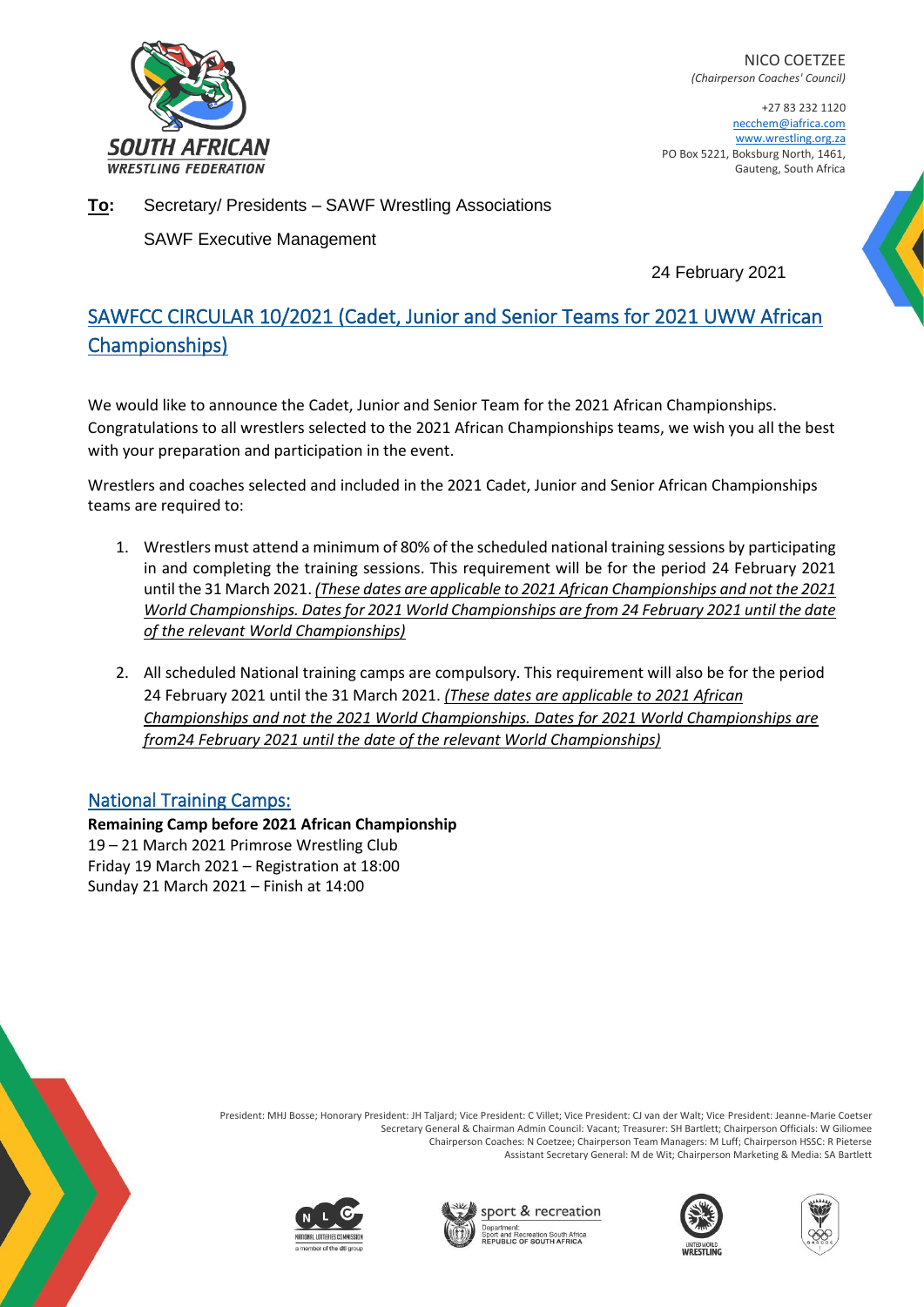NICO COETZEE
*(Chairperson Coaches' Council)*

+27 83 232 1120
necchem@iafrica.com
www.wrestling.org.za
PO Box 5221, Boksburg North, 1461,
Gauteng, South Africa

SOUTH AFRICAN WRESTLING FEDERATION

**To:** Secretary/ Presidents – SAWF Wrestling Associations

SAWF Executive Management

24 February 2021

## SAWFCC CIRCULAR 10/2021 (Cadet, Junior and Senior Teams for 2021 UWW African Championships)

We would like to announce the Cadet, Junior and Senior Team for the 2021 African Championships. Congratulations to all wrestlers selected to the 2021 African Championships teams, we wish you all the best with your preparation and participation in the event.

Wrestlers and coaches selected and included in the 2021 Cadet, Junior and Senior African Championships teams are required to:

1. Wrestlers must attend a minimum of 80% of the scheduled national training sessions by participating in and completing the training sessions. This requirement will be for the period 24 February 2021 until the 31 March 2021. *(These dates are applicable to 2021 African Championships and not the 2021 World Championships. Dates for 2021 World Championships are from 24 February 2021 until the date of the relevant World Championships)*

2. All scheduled National training camps are compulsory. This requirement will also be for the period 24 February 2021 until the 31 March 2021. *(These dates are applicable to 2021 African Championships and not the 2021 World Championships. Dates for 2021 World Championships are from24 February 2021 until the date of the relevant World Championships)*

## National Training Camps:

**Remaining Camp before 2021 African Championship**
19 – 21 March 2021 Primrose Wrestling Club
Friday 19 March 2021 – Registration at 18:00
Sunday 21 March 2021 – Finish at 14:00

President: MHJ Bosse; Honorary President: JH Taljard; Vice President: C Villet; Vice President: CJ van der Walt; Vice President: Jeanne-Marie Coetser
Secretary General & Chairman Admin Council: Vacant; Treasurer: SH Bartlett; Chairperson Officials: W Giliomee
Chairperson Coaches: N Coetzee; Chairperson Team Managers: M Luff; Chairperson HSSC: R Pieterse
Assistant Secretary General: M de Wit; Chairperson Marketing & Media: SA Bartlett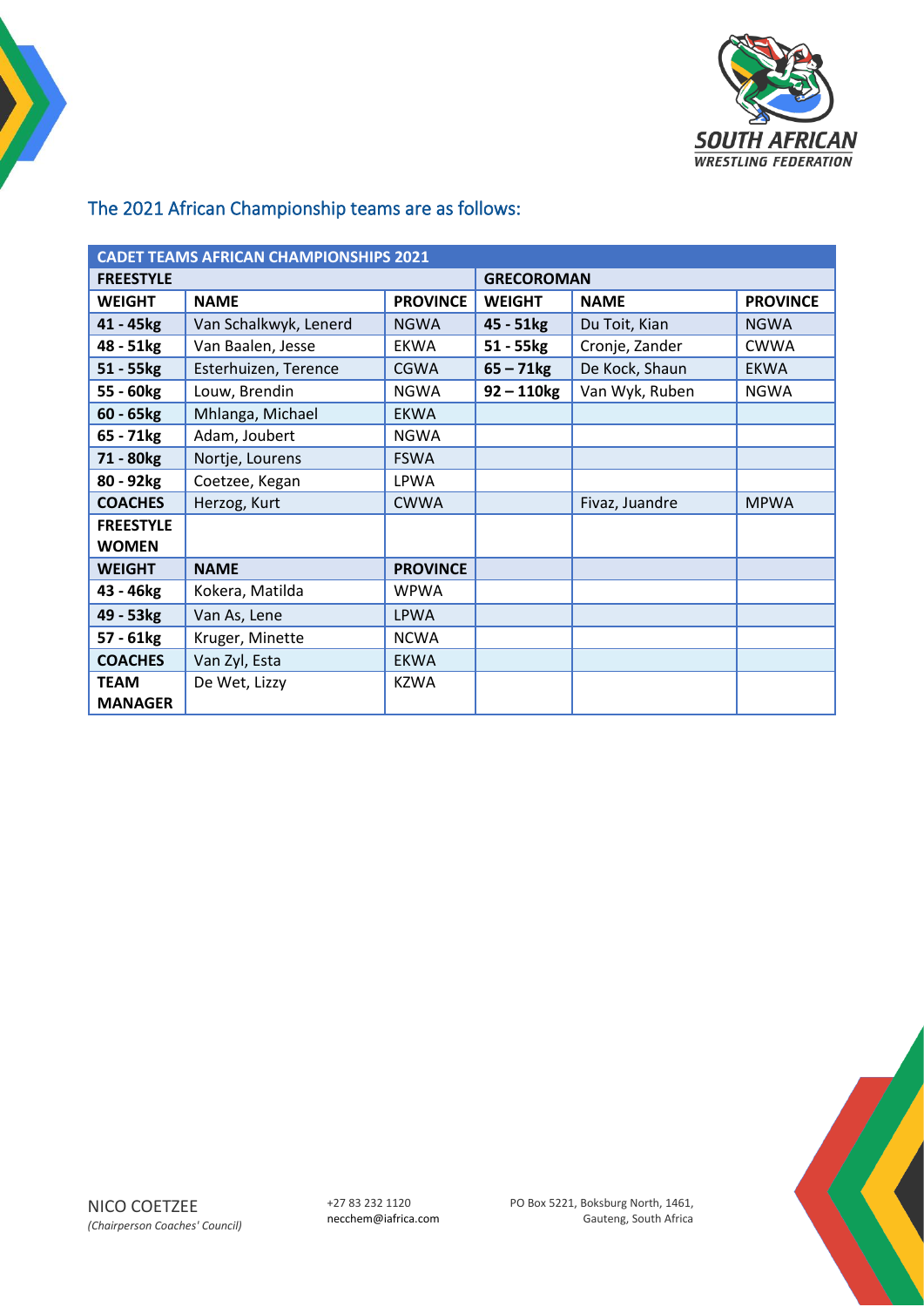## The 2021 African Championship teams are as follows:

| CADET TEAMS AFRICAN CHAMPIONSHIPS 2021 | | | | | |
|---|---|---|---|---|---|
| **FREESTYLE** | | | **GRECOROMAN** | | |
| **WEIGHT** | **NAME** | **PROVINCE** | **WEIGHT** | **NAME** | **PROVINCE** |
| **41 - 45kg** | Van Schalkwyk, Lenerd | NGWA | **45 - 51kg** | Du Toit, Kian | NGWA |
| **48 - 51kg** | Van Baalen, Jesse | EKWA | **51 - 55kg** | Cronje, Zander | CWWA |
| **51 - 55kg** | Esterhuizen, Terence | CGWA | **65 – 71kg** | De Kock, Shaun | EKWA |
| **55 - 60kg** | Louw, Brendin | NGWA | **92 – 110kg** | Van Wyk, Ruben | NGWA |
| **60 - 65kg** | Mhlanga, Michael | EKWA | | | |
| **65 - 71kg** | Adam, Joubert | NGWA | | | |
| **71 - 80kg** | Nortje, Lourens | FSWA | | | |
| **80 - 92kg** | Coetzee, Kegan | LPWA | | | |
| **COACHES** | Herzog, Kurt | CWWA | | Fivaz, Juandre | MPWA |
| **FREESTYLE WOMEN** | | | | | |
| **WEIGHT** | **NAME** | **PROVINCE** | | | |
| **43 - 46kg** | Kokera, Matilda | WPWA | | | |
| **49 - 53kg** | Van As, Lene | LPWA | | | |
| **57 - 61kg** | Kruger, Minette | NCWA | | | |
| **COACHES** | Van Zyl, Esta | EKWA | | | |
| **TEAM MANAGER** | De Wet, Lizzy | KZWA | | | |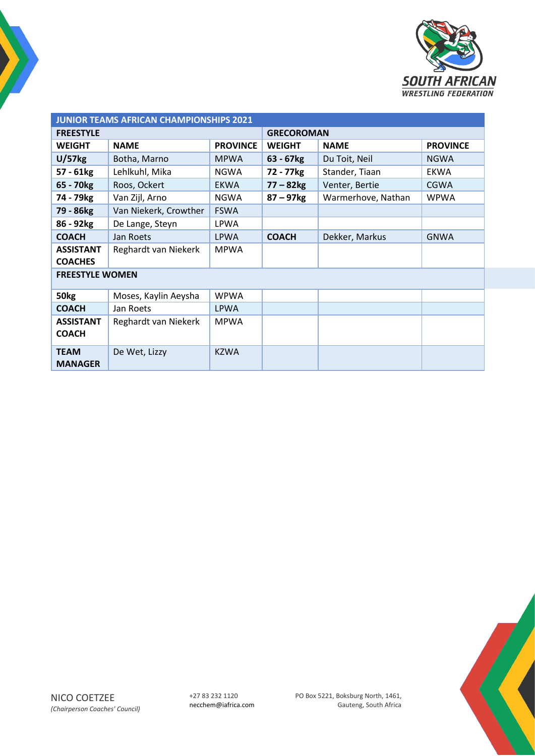SOUTH AFRICAN
WRESTLING FEDERATION

| JUNIOR TEAMS AFRICAN CHAMPIONSHIPS 2021 | | | | | |
|---|---|---|---|---|---|
| **FREESTYLE** | | | **GRECOROMAN** | | |
| **WEIGHT** | **NAME** | **PROVINCE** | **WEIGHT** | **NAME** | **PROVINCE** |
| **U/57kg** | Botha, Marno | MPWA | **63 - 67kg** | Du Toit, Neil | NGWA |
| **57 - 61kg** | Lehlkuhl, Mika | NGWA | **72 - 77kg** | Stander, Tiaan | EKWA |
| **65 - 70kg** | Roos, Ockert | EKWA | **77 – 82kg** | Venter, Bertie | CGWA |
| **74 - 79kg** | Van Zijl, Arno | NGWA | **87 – 97kg** | Warmerhove, Nathan | WPWA |
| **79 - 86kg** | Van Niekerk, Crowther | FSWA | | | |
| **86 - 92kg** | De Lange, Steyn | LPWA | | | |
| **COACH** | Jan Roets | LPWA | **COACH** | Dekker, Markus | GNWA |
| **ASSISTANT COACHES** | Reghardt van Niekerk | MPWA | | | |
| **FREESTYLE WOMEN** | | | | | |
| **50kg** | Moses, Kaylin Aeysha | WPWA | | | |
| **COACH** | Jan Roets | LPWA | | | |
| **ASSISTANT COACH** | Reghardt van Niekerk | MPWA | | | |
| **TEAM MANAGER** | De Wet, Lizzy | KZWA | | | |

NICO COETZEE
*(Chairperson Coaches' Council)*

+27 83 232 1120
necchem@iafrica.com

PO Box 5221, Boksburg North, 1461,
Gauteng, South Africa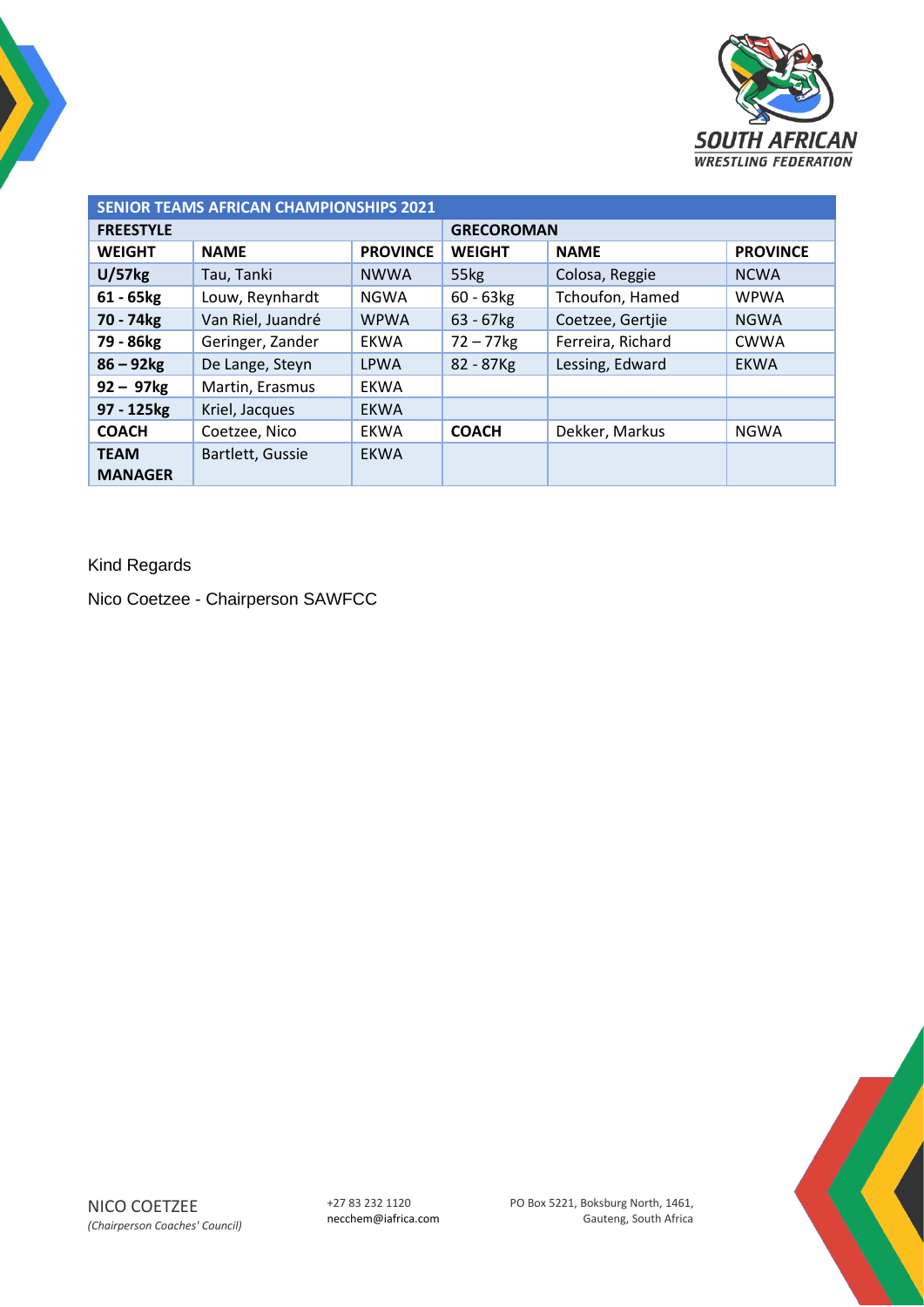| SENIOR TEAMS AFRICAN CHAMPIONSHIPS 2021 | | | | | |
|---|---|---|---|---|---|
| **FREESTYLE** | | | **GRECOROMAN** | | |
| **WEIGHT** | **NAME** | **PROVINCE** | **WEIGHT** | **NAME** | **PROVINCE** |
| **U/57kg** | Tau, Tanki | NWWA | 55kg | Colosa, Reggie | NCWA |
| **61 - 65kg** | Louw, Reynhardt | NGWA | 60 - 63kg | Tchoufon, Hamed | WPWA |
| **70 - 74kg** | Van Riel, Juandré | WPWA | 63 - 67kg | Coetzee, Gertjie | NGWA |
| **79 - 86kg** | Geringer, Zander | EKWA | 72 – 77kg | Ferreira, Richard | CWWA |
| **86 – 92kg** | De Lange, Steyn | LPWA | 82 - 87Kg | Lessing, Edward | EKWA |
| **92 – 97kg** | Martin, Erasmus | EKWA | | | |
| **97 - 125kg** | Kriel, Jacques | EKWA | | | |
| **COACH** | Coetzee, Nico | EKWA | **COACH** | Dekker, Markus | NGWA |
| **TEAM MANAGER** | Bartlett, Gussie | EKWA | | | |

Kind Regards

Nico Coetzee - Chairperson SAWFCC

NICO COETZEE
*(Chairperson Coaches' Council)*

+27 83 232 1120
necchem@iafrica.com

PO Box 5221, Boksburg North, 1461,
Gauteng, South Africa